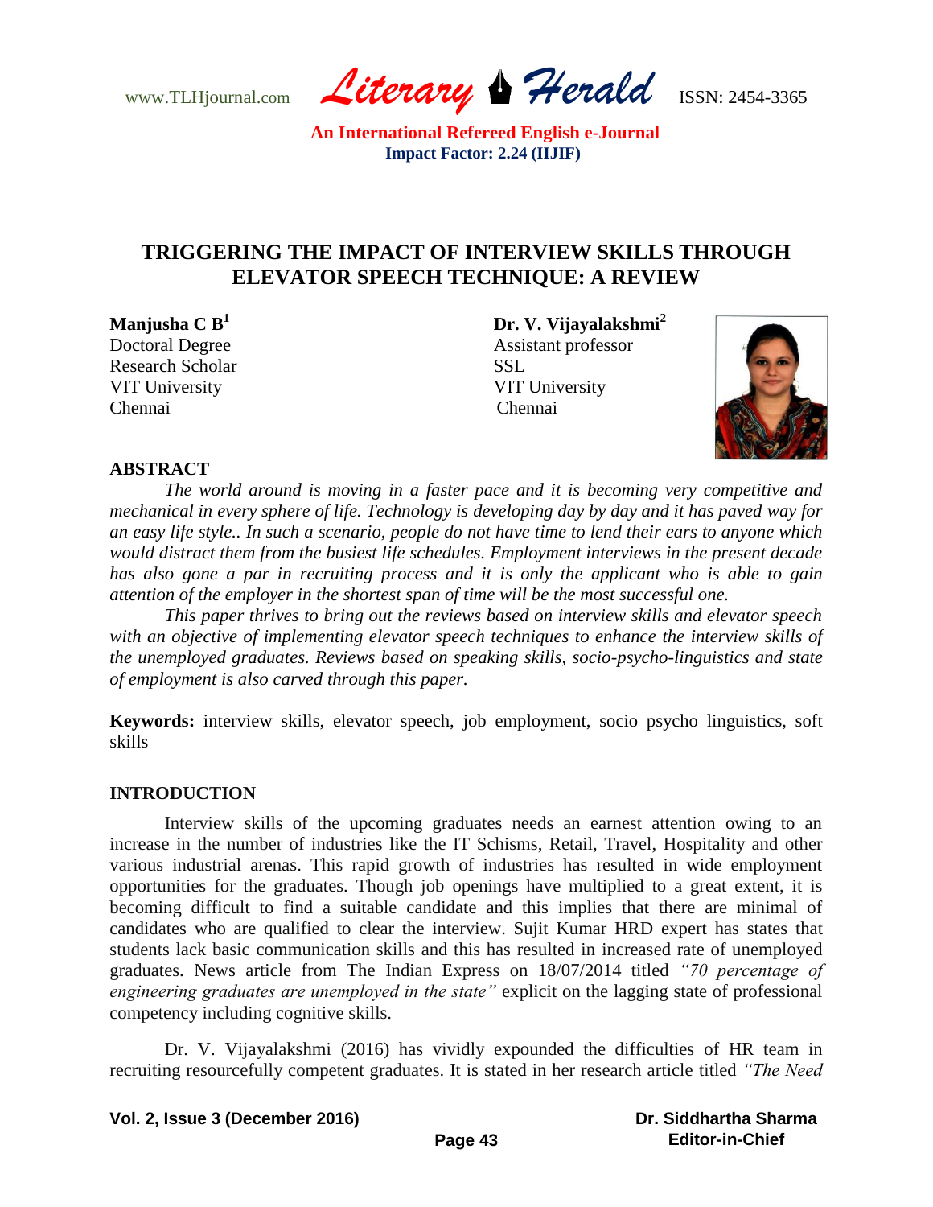# TRIGGERING THE IMPACT OF INTERVIEW SKILLS THROUGH ELEVATOR SPEECH TECHNIQUE: A REVIEW

**Manjusha C B**[1]
Doctoral Degree
Research Scholar
VIT University
Chennai

**Dr. V. Vijayalakshmi**[2]
Assistant professor
SSL
VIT University
Chennai

## ABSTRACT

*The world around is moving in a faster pace and it is becoming very competitive and mechanical in every sphere of life. Technology is developing day by day and it has paved way for an easy life style.. In such a scenario, people do not have time to lend their ears to anyone which would distract them from the busiest life schedules. Employment interviews in the present decade has also gone a par in recruiting process and it is only the applicant who is able to gain attention of the employer in the shortest span of time will be the most successful one.*

*This paper thrives to bring out the reviews based on interview skills and elevator speech with an objective of implementing elevator speech techniques to enhance the interview skills of the unemployed graduates. Reviews based on speaking skills, socio-psycho-linguistics and state of employment is also carved through this paper.*

**Keywords:** interview skills, elevator speech, job employment, socio psycho linguistics, soft skills

## INTRODUCTION

Interview skills of the upcoming graduates needs an earnest attention owing to an increase in the number of industries like the IT Schisms, Retail, Travel, Hospitality and other various industrial arenas. This rapid growth of industries has resulted in wide employment opportunities for the graduates. Though job openings have multiplied to a great extent, it is becoming difficult to find a suitable candidate and this implies that there are minimal of candidates who are qualified to clear the interview. Sujit Kumar HRD expert has states that students lack basic communication skills and this has resulted in increased rate of unemployed graduates. News article from The Indian Express on 18/07/2014 titled *"70 percentage of engineering graduates are unemployed in the state"* explicit on the lagging state of professional competency including cognitive skills.

Dr. V. Vijayalakshmi (2016) has vividly expounded the difficulties of HR team in recruiting resourcefully competent graduates. It is stated in her research article titled *"The Need*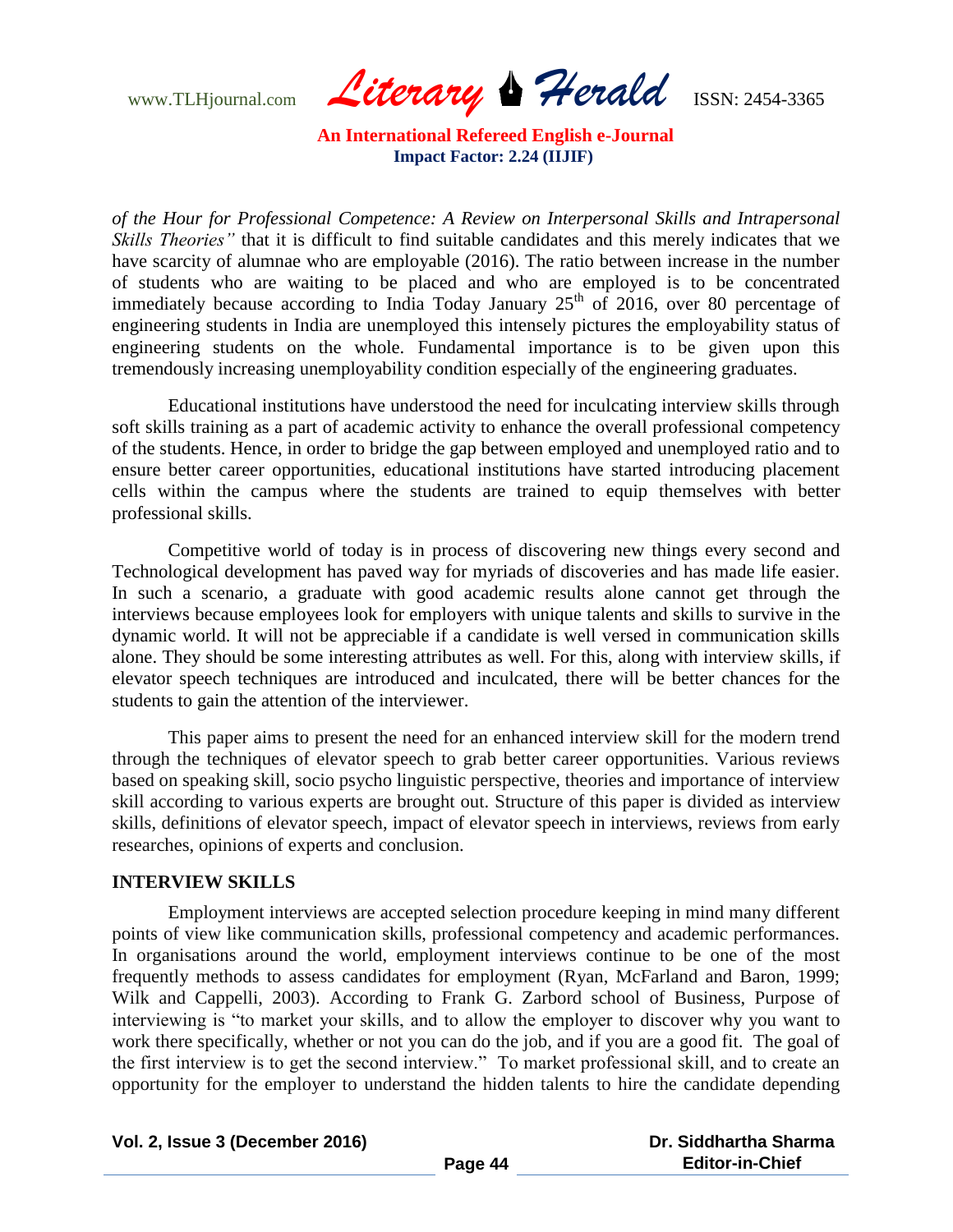*of the Hour for Professional Competence: A Review on Interpersonal Skills and Intrapersonal Skills Theories"* that it is difficult to find suitable candidates and this merely indicates that we have scarcity of alumnae who are employable (2016). The ratio between increase in the number of students who are waiting to be placed and who are employed is to be concentrated immediately because according to India Today January 25th of 2016, over 80 percentage of engineering students in India are unemployed this intensely pictures the employability status of engineering students on the whole. Fundamental importance is to be given upon this tremendously increasing unemployability condition especially of the engineering graduates.

Educational institutions have understood the need for inculcating interview skills through soft skills training as a part of academic activity to enhance the overall professional competency of the students. Hence, in order to bridge the gap between employed and unemployed ratio and to ensure better career opportunities, educational institutions have started introducing placement cells within the campus where the students are trained to equip themselves with better professional skills.

Competitive world of today is in process of discovering new things every second and Technological development has paved way for myriads of discoveries and has made life easier. In such a scenario, a graduate with good academic results alone cannot get through the interviews because employees look for employers with unique talents and skills to survive in the dynamic world. It will not be appreciable if a candidate is well versed in communication skills alone. They should be some interesting attributes as well. For this, along with interview skills, if elevator speech techniques are introduced and inculcated, there will be better chances for the students to gain the attention of the interviewer.

This paper aims to present the need for an enhanced interview skill for the modern trend through the techniques of elevator speech to grab better career opportunities. Various reviews based on speaking skill, socio psycho linguistic perspective, theories and importance of interview skill according to various experts are brought out. Structure of this paper is divided as interview skills, definitions of elevator speech, impact of elevator speech in interviews, reviews from early researches, opinions of experts and conclusion.

## INTERVIEW SKILLS

Employment interviews are accepted selection procedure keeping in mind many different points of view like communication skills, professional competency and academic performances. In organisations around the world, employment interviews continue to be one of the most frequently methods to assess candidates for employment (Ryan, McFarland and Baron, 1999; Wilk and Cappelli, 2003). According to Frank G. Zarbord school of Business, Purpose of interviewing is "to market your skills, and to allow the employer to discover why you want to work there specifically, whether or not you can do the job, and if you are a good fit. The goal of the first interview is to get the second interview." To market professional skill, and to create an opportunity for the employer to understand the hidden talents to hire the candidate depending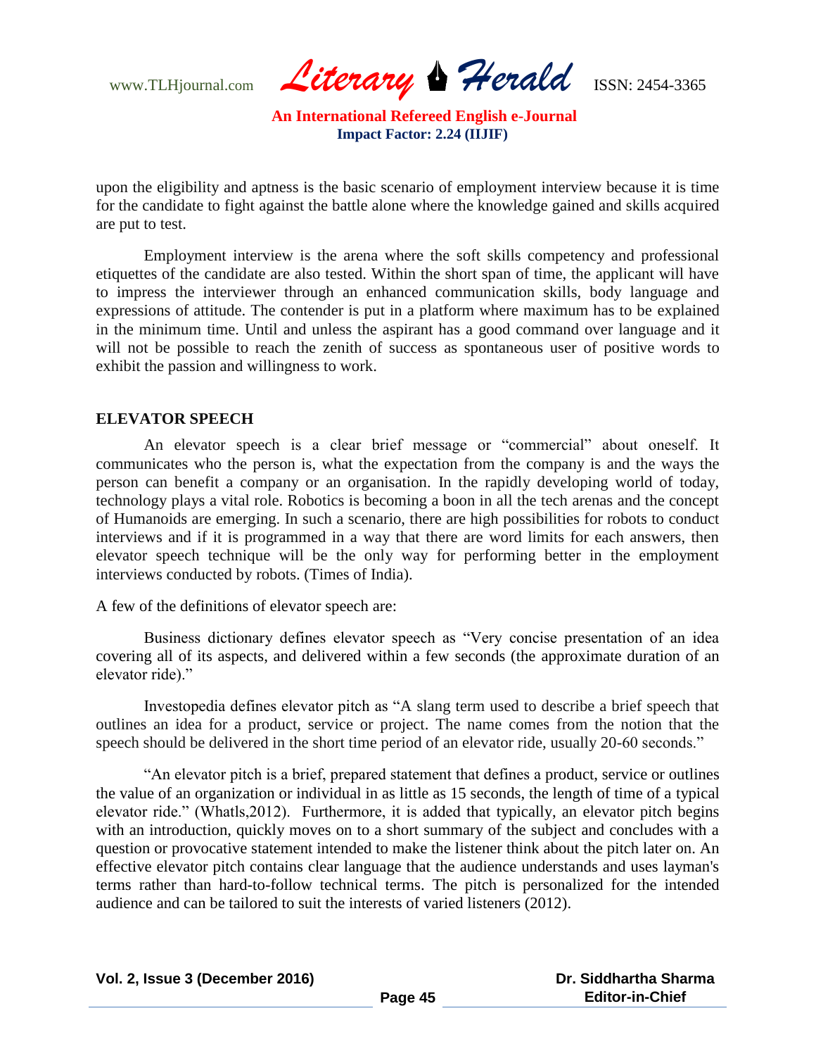upon the eligibility and aptness is the basic scenario of employment interview because it is time for the candidate to fight against the battle alone where the knowledge gained and skills acquired are put to test.

Employment interview is the arena where the soft skills competency and professional etiquettes of the candidate are also tested. Within the short span of time, the applicant will have to impress the interviewer through an enhanced communication skills, body language and expressions of attitude. The contender is put in a platform where maximum has to be explained in the minimum time. Until and unless the aspirant has a good command over language and it will not be possible to reach the zenith of success as spontaneous user of positive words to exhibit the passion and willingness to work.

## ELEVATOR SPEECH

An elevator speech is a clear brief message or "commercial" about oneself. It communicates who the person is, what the expectation from the company is and the ways the person can benefit a company or an organisation. In the rapidly developing world of today, technology plays a vital role. Robotics is becoming a boon in all the tech arenas and the concept of Humanoids are emerging. In such a scenario, there are high possibilities for robots to conduct interviews and if it is programmed in a way that there are word limits for each answers, then elevator speech technique will be the only way for performing better in the employment interviews conducted by robots. (Times of India).

A few of the definitions of elevator speech are:

Business dictionary defines elevator speech as "Very concise presentation of an idea covering all of its aspects, and delivered within a few seconds (the approximate duration of an elevator ride)."

Investopedia defines elevator pitch as "A slang term used to describe a brief speech that outlines an idea for a product, service or project. The name comes from the notion that the speech should be delivered in the short time period of an elevator ride, usually 20-60 seconds."

"An elevator pitch is a brief, prepared statement that defines a product, service or outlines the value of an organization or individual in as little as 15 seconds, the length of time of a typical elevator ride." (WhatIs,2012). Furthermore, it is added that typically, an elevator pitch begins with an introduction, quickly moves on to a short summary of the subject and concludes with a question or provocative statement intended to make the listener think about the pitch later on. An effective elevator pitch contains clear language that the audience understands and uses layman's terms rather than hard-to-follow technical terms. The pitch is personalized for the intended audience and can be tailored to suit the interests of varied listeners (2012).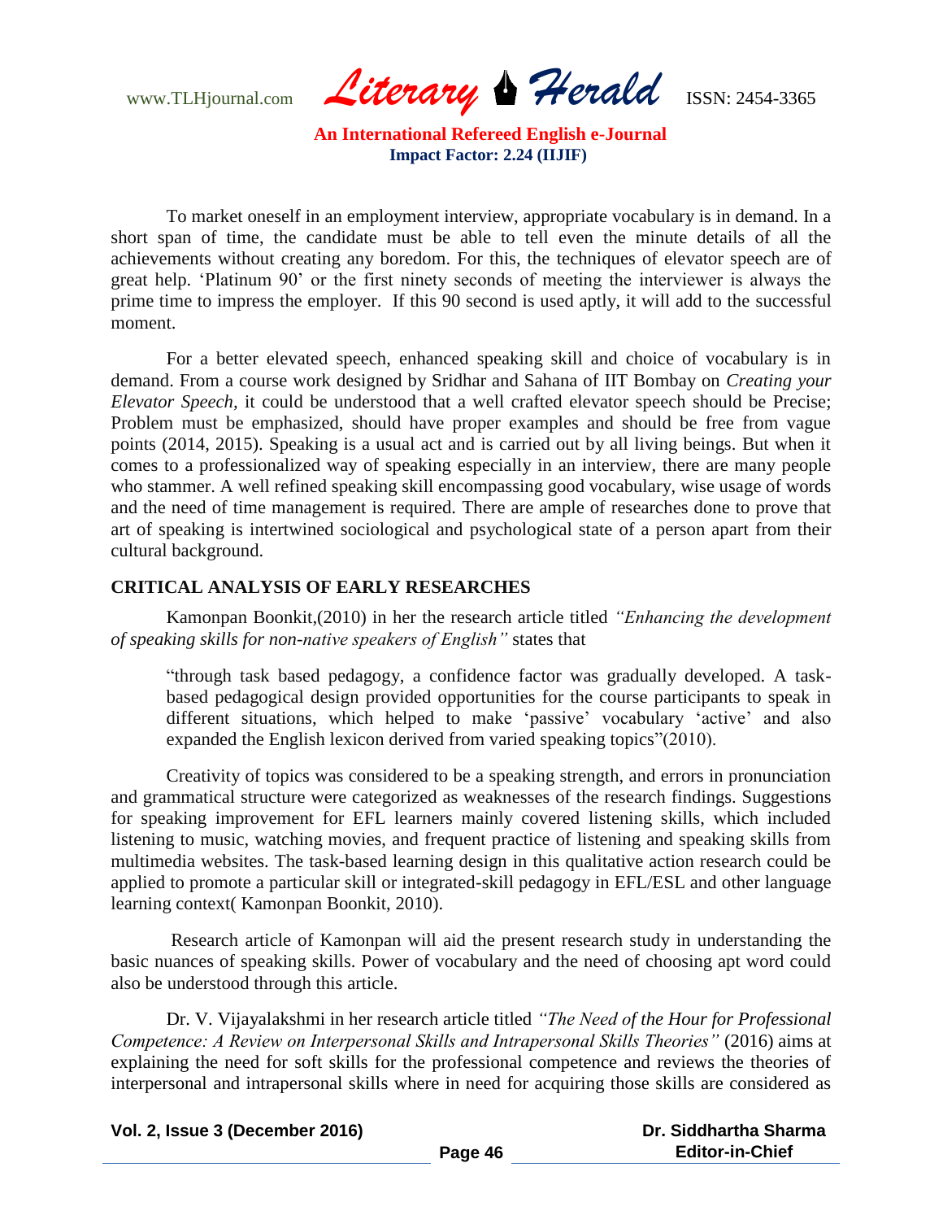To market oneself in an employment interview, appropriate vocabulary is in demand. In a short span of time, the candidate must be able to tell even the minute details of all the achievements without creating any boredom. For this, the techniques of elevator speech are of great help. 'Platinum 90' or the first ninety seconds of meeting the interviewer is always the prime time to impress the employer. If this 90 second is used aptly, it will add to the successful moment.

For a better elevated speech, enhanced speaking skill and choice of vocabulary is in demand. From a course work designed by Sridhar and Sahana of IIT Bombay on *Creating your Elevator Speech,* it could be understood that a well crafted elevator speech should be Precise; Problem must be emphasized, should have proper examples and should be free from vague points (2014, 2015). Speaking is a usual act and is carried out by all living beings. But when it comes to a professionalized way of speaking especially in an interview, there are many people who stammer. A well refined speaking skill encompassing good vocabulary, wise usage of words and the need of time management is required. There are ample of researches done to prove that art of speaking is intertwined sociological and psychological state of a person apart from their cultural background.

## CRITICAL ANALYSIS OF EARLY RESEARCHES

Kamonpan Boonkit,(2010) in her the research article titled *"Enhancing the development of speaking skills for non-native speakers of English"* states that

> "through task based pedagogy, a confidence factor was gradually developed. A task-based pedagogical design provided opportunities for the course participants to speak in different situations, which helped to make 'passive' vocabulary 'active' and also expanded the English lexicon derived from varied speaking topics"(2010).

Creativity of topics was considered to be a speaking strength, and errors in pronunciation and grammatical structure were categorized as weaknesses of the research findings. Suggestions for speaking improvement for EFL learners mainly covered listening skills, which included listening to music, watching movies, and frequent practice of listening and speaking skills from multimedia websites. The task-based learning design in this qualitative action research could be applied to promote a particular skill or integrated-skill pedagogy in EFL/ESL and other language learning context( Kamonpan Boonkit, 2010).

Research article of Kamonpan will aid the present research study in understanding the basic nuances of speaking skills. Power of vocabulary and the need of choosing apt word could also be understood through this article.

Dr. V. Vijayalakshmi in her research article titled *"The Need of the Hour for Professional Competence: A Review on Interpersonal Skills and Intrapersonal Skills Theories"* (2016) aims at explaining the need for soft skills for the professional competence and reviews the theories of interpersonal and intrapersonal skills where in need for acquiring those skills are considered as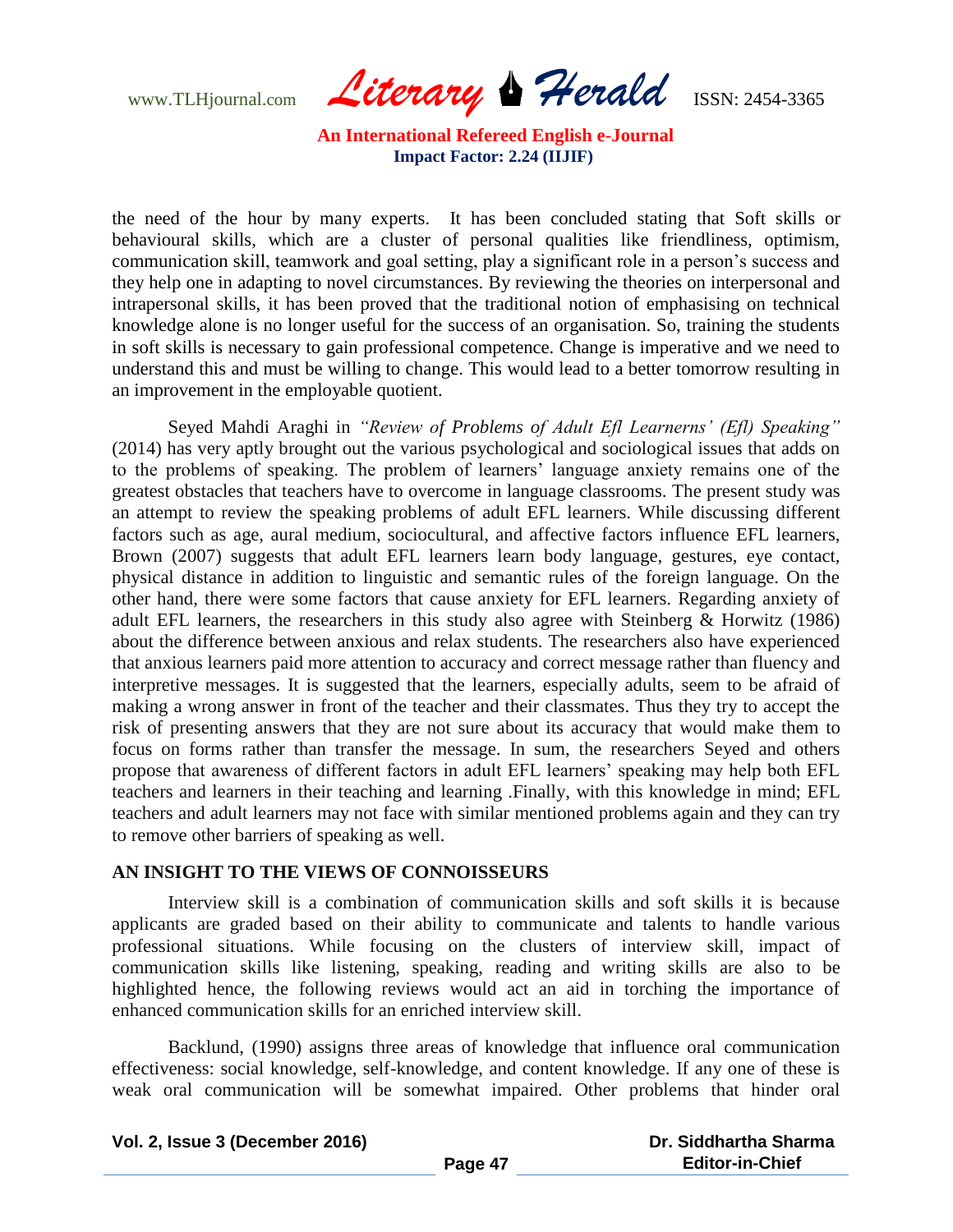the need of the hour by many experts. It has been concluded stating that Soft skills or behavioural skills, which are a cluster of personal qualities like friendliness, optimism, communication skill, teamwork and goal setting, play a significant role in a person's success and they help one in adapting to novel circumstances. By reviewing the theories on interpersonal and intrapersonal skills, it has been proved that the traditional notion of emphasising on technical knowledge alone is no longer useful for the success of an organisation. So, training the students in soft skills is necessary to gain professional competence. Change is imperative and we need to understand this and must be willing to change. This would lead to a better tomorrow resulting in an improvement in the employable quotient.

Seyed Mahdi Araghi in *"Review of Problems of Adult Efl Learnerns' (Efl) Speaking"* (2014) has very aptly brought out the various psychological and sociological issues that adds on to the problems of speaking. The problem of learners' language anxiety remains one of the greatest obstacles that teachers have to overcome in language classrooms. The present study was an attempt to review the speaking problems of adult EFL learners. While discussing different factors such as age, aural medium, sociocultural, and affective factors influence EFL learners, Brown (2007) suggests that adult EFL learners learn body language, gestures, eye contact, physical distance in addition to linguistic and semantic rules of the foreign language. On the other hand, there were some factors that cause anxiety for EFL learners. Regarding anxiety of adult EFL learners, the researchers in this study also agree with Steinberg & Horwitz (1986) about the difference between anxious and relax students. The researchers also have experienced that anxious learners paid more attention to accuracy and correct message rather than fluency and interpretive messages. It is suggested that the learners, especially adults, seem to be afraid of making a wrong answer in front of the teacher and their classmates. Thus they try to accept the risk of presenting answers that they are not sure about its accuracy that would make them to focus on forms rather than transfer the message. In sum, the researchers Seyed and others propose that awareness of different factors in adult EFL learners' speaking may help both EFL teachers and learners in their teaching and learning .Finally, with this knowledge in mind; EFL teachers and adult learners may not face with similar mentioned problems again and they can try to remove other barriers of speaking as well.

## AN INSIGHT TO THE VIEWS OF CONNOISSEURS

Interview skill is a combination of communication skills and soft skills it is because applicants are graded based on their ability to communicate and talents to handle various professional situations. While focusing on the clusters of interview skill, impact of communication skills like listening, speaking, reading and writing skills are also to be highlighted hence, the following reviews would act an aid in torching the importance of enhanced communication skills for an enriched interview skill.

Backlund, (1990) assigns three areas of knowledge that influence oral communication effectiveness: social knowledge, self-knowledge, and content knowledge. If any one of these is weak oral communication will be somewhat impaired. Other problems that hinder oral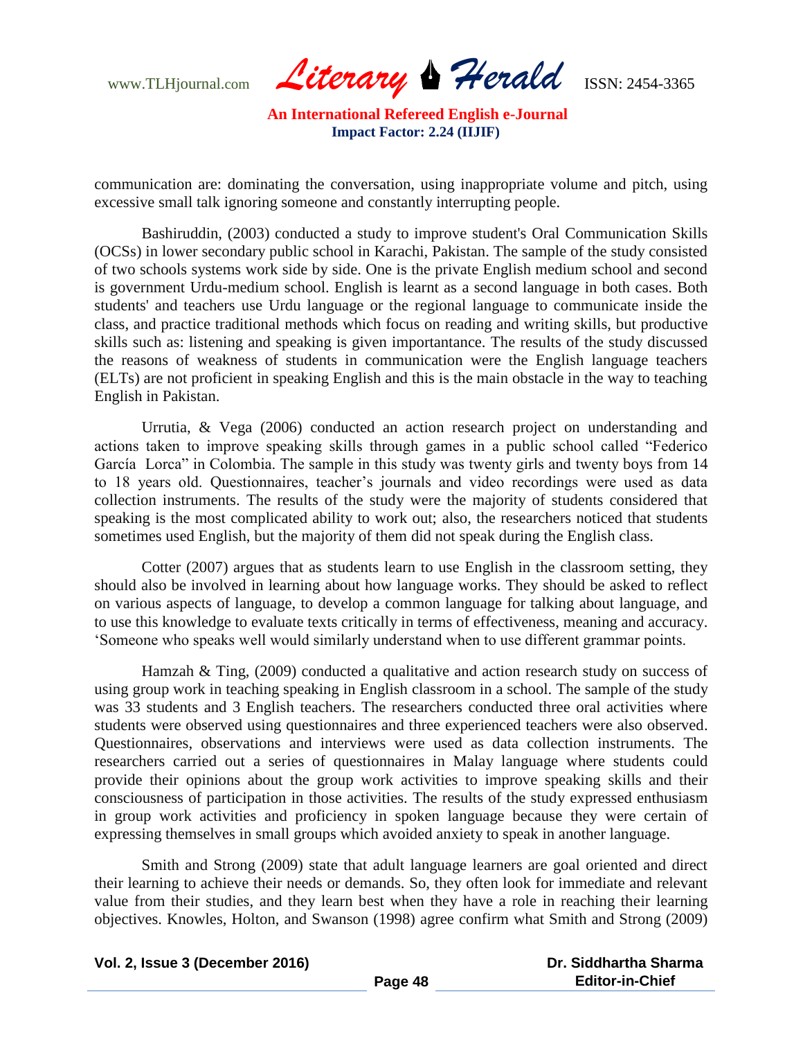communication are: dominating the conversation, using inappropriate volume and pitch, using excessive small talk ignoring someone and constantly interrupting people.

Bashiruddin, (2003) conducted a study to improve student's Oral Communication Skills (OCSs) in lower secondary public school in Karachi, Pakistan. The sample of the study consisted of two schools systems work side by side. One is the private English medium school and second is government Urdu-medium school. English is learnt as a second language in both cases. Both students' and teachers use Urdu language or the regional language to communicate inside the class, and practice traditional methods which focus on reading and writing skills, but productive skills such as: listening and speaking is given importantance. The results of the study discussed the reasons of weakness of students in communication were the English language teachers (ELTs) are not proficient in speaking English and this is the main obstacle in the way to teaching English in Pakistan.

Urrutia, & Vega (2006) conducted an action research project on understanding and actions taken to improve speaking skills through games in a public school called "Federico García Lorca" in Colombia. The sample in this study was twenty girls and twenty boys from 14 to 18 years old. Questionnaires, teacher's journals and video recordings were used as data collection instruments. The results of the study were the majority of students considered that speaking is the most complicated ability to work out; also, the researchers noticed that students sometimes used English, but the majority of them did not speak during the English class.

Cotter (2007) argues that as students learn to use English in the classroom setting, they should also be involved in learning about how language works. They should be asked to reflect on various aspects of language, to develop a common language for talking about language, and to use this knowledge to evaluate texts critically in terms of effectiveness, meaning and accuracy. 'Someone who speaks well would similarly understand when to use different grammar points.

Hamzah & Ting, (2009) conducted a qualitative and action research study on success of using group work in teaching speaking in English classroom in a school. The sample of the study was 33 students and 3 English teachers. The researchers conducted three oral activities where students were observed using questionnaires and three experienced teachers were also observed. Questionnaires, observations and interviews were used as data collection instruments. The researchers carried out a series of questionnaires in Malay language where students could provide their opinions about the group work activities to improve speaking skills and their consciousness of participation in those activities. The results of the study expressed enthusiasm in group work activities and proficiency in spoken language because they were certain of expressing themselves in small groups which avoided anxiety to speak in another language.

Smith and Strong (2009) state that adult language learners are goal oriented and direct their learning to achieve their needs or demands. So, they often look for immediate and relevant value from their studies, and they learn best when they have a role in reaching their learning objectives. Knowles, Holton, and Swanson (1998) agree confirm what Smith and Strong (2009)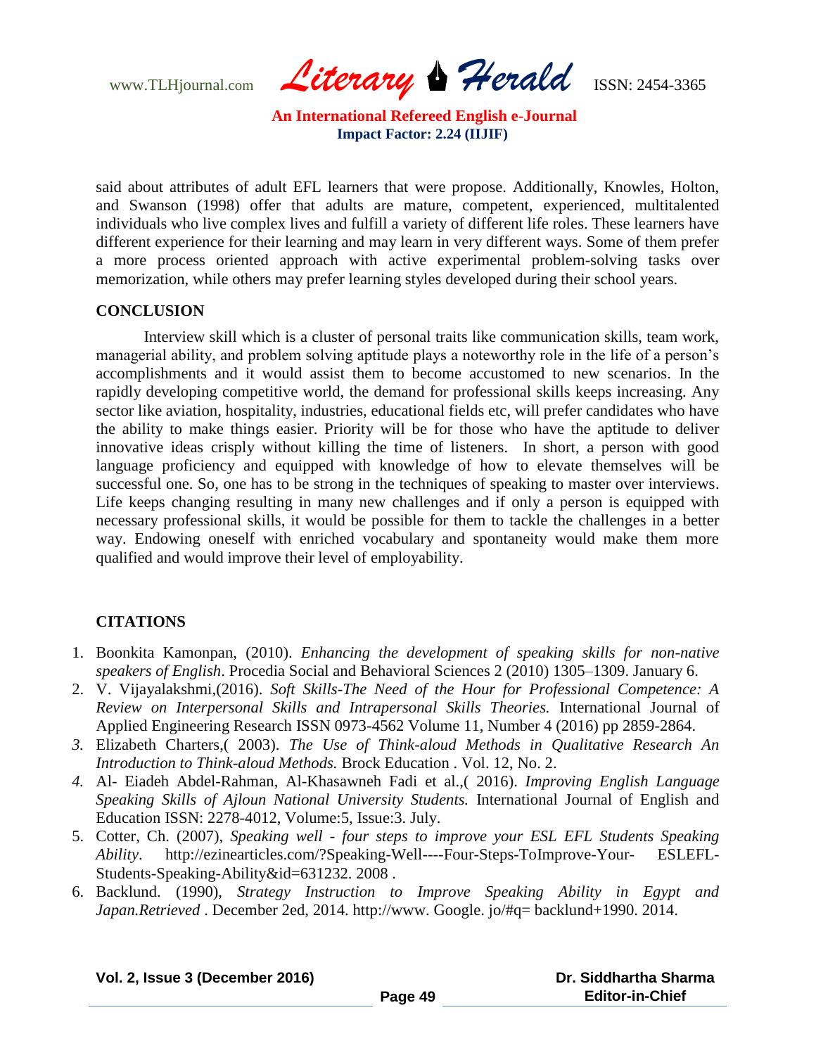said about attributes of adult EFL learners that were propose. Additionally, Knowles, Holton, and Swanson (1998) offer that adults are mature, competent, experienced, multitalented individuals who live complex lives and fulfill a variety of different life roles. These learners have different experience for their learning and may learn in very different ways. Some of them prefer a more process oriented approach with active experimental problem-solving tasks over memorization, while others may prefer learning styles developed during their school years.

## CONCLUSION

Interview skill which is a cluster of personal traits like communication skills, team work, managerial ability, and problem solving aptitude plays a noteworthy role in the life of a person's accomplishments and it would assist them to become accustomed to new scenarios. In the rapidly developing competitive world, the demand for professional skills keeps increasing. Any sector like aviation, hospitality, industries, educational fields etc, will prefer candidates who have the ability to make things easier. Priority will be for those who have the aptitude to deliver innovative ideas crisply without killing the time of listeners. In short, a person with good language proficiency and equipped with knowledge of how to elevate themselves will be successful one. So, one has to be strong in the techniques of speaking to master over interviews. Life keeps changing resulting in many new challenges and if only a person is equipped with necessary professional skills, it would be possible for them to tackle the challenges in a better way. Endowing oneself with enriched vocabulary and spontaneity would make them more qualified and would improve their level of employability.

## CITATIONS

1. Boonkita Kamonpan, (2010). *Enhancing the development of speaking skills for non-native speakers of English*. Procedia Social and Behavioral Sciences 2 (2010) 1305–1309. January 6.
2. V. Vijayalakshmi,(2016). *Soft Skills-The Need of the Hour for Professional Competence: A Review on Interpersonal Skills and Intrapersonal Skills Theories.* International Journal of Applied Engineering Research ISSN 0973-4562 Volume 11, Number 4 (2016) pp 2859-2864.
3. Elizabeth Charters,( 2003). *The Use of Think-aloud Methods in Qualitative Research An Introduction to Think-aloud Methods.* Brock Education . Vol. 12, No. 2.
4. Al- Eiadeh Abdel-Rahman, Al-Khasawneh Fadi et al.,( 2016). *Improving English Language Speaking Skills of Ajloun National University Students.* International Journal of English and Education ISSN: 2278-4012, Volume:5, Issue:3. July.
5. Cotter, Ch. (2007), *Speaking well - four steps to improve your ESL EFL Students Speaking Ability*. http://ezinearticles.com/?Speaking-Well----Four-Steps-ToImprove-Your- ESLEFL-Students-Speaking-Ability&id=631232. 2008 .
6. Backlund. (1990), *Strategy Instruction to Improve Speaking Ability in Egypt and Japan.Retrieved* . December 2ed, 2014. http://www. Google. jo/#q= backlund+1990. 2014.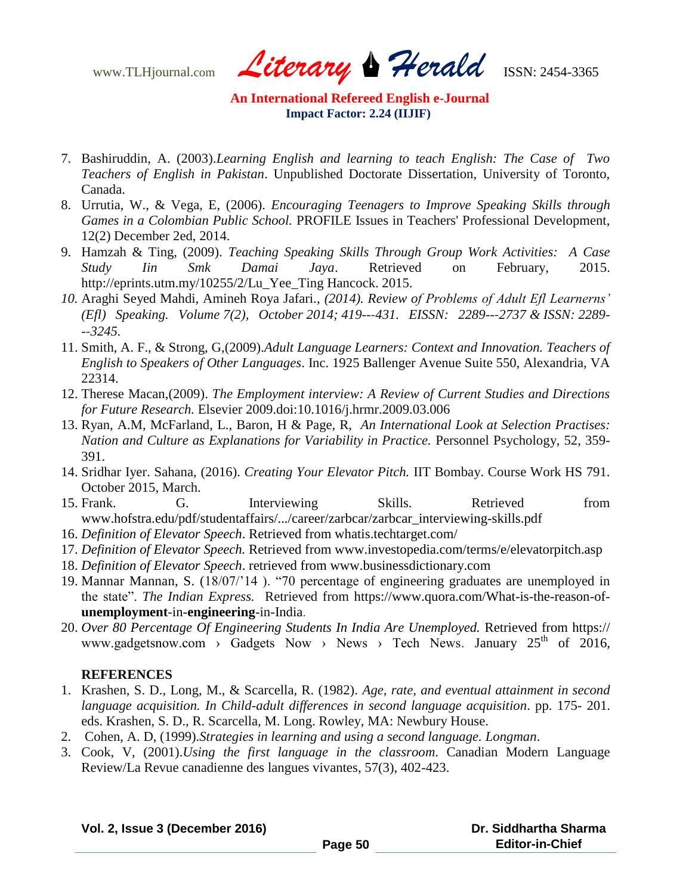7. Bashiruddin, A. (2003).*Learning English and learning to teach English: The Case of Two Teachers of English in Pakistan*. Unpublished Doctorate Dissertation, University of Toronto, Canada.
8. Urrutia, W., & Vega, E, (2006). *Encouraging Teenagers to Improve Speaking Skills through Games in a Colombian Public School.* PROFILE Issues in Teachers' Professional Development, 12(2) December 2ed, 2014.
9. Hamzah & Ting, (2009). *Teaching Speaking Skills Through Group Work Activities: A Case Study Iin Smk Damai Jaya*. Retrieved on February, 2015. http://eprints.utm.my/10255/2/Lu_Yee_Ting Hancock. 2015.
10. Araghi Seyed Mahdi, Amineh Roya Jafari., *(2014). Review of Problems of Adult Efl Learnerns' (Efl) Speaking. Volume 7(2), October 2014; 419---431. EISSN: 2289---2737 & ISSN: 2289---3245.*
11. Smith, A. F., & Strong, G,(2009).*Adult Language Learners: Context and Innovation. Teachers of English to Speakers of Other Languages*. Inc. 1925 Ballenger Avenue Suite 550, Alexandria, VA 22314.
12. Therese Macan,(2009). *The Employment interview: A Review of Current Studies and Directions for Future Research.* Elsevier 2009.doi:10.1016/j.hrmr.2009.03.006
13. Ryan, A.M, McFarland, L., Baron, H & Page, R, *An International Look at Selection Practises: Nation and Culture as Explanations for Variability in Practice.* Personnel Psychology, 52, 359-391.
14. Sridhar Iyer. Sahana, (2016). *Creating Your Elevator Pitch.* IIT Bombay. Course Work HS 791. October 2015, March.
15. Frank. G. Interviewing Skills. Retrieved from www.hofstra.edu/pdf/studentaffairs/.../career/zarbcar/zarbcar_interviewing-skills.pdf
16. *Definition of Elevator Speech*. Retrieved from whatis.techtarget.com/
17. *Definition of Elevator Speech.* Retrieved from www.investopedia.com/terms/e/elevatorpitch.asp
18. *Definition of Elevator Speech*. retrieved from www.businessdictionary.com
19. Mannar Mannan, S. (18/07/'14 ). "70 percentage of engineering graduates are unemployed in the state". *The Indian Express.* Retrieved from https://www.quora.com/What-is-the-reason-of-**unemployment**-in-**engineering**-in-India.
20. *Over 80 Percentage Of Engineering Students In India Are Unemployed.* Retrieved from https:// www.gadgetsnow.com › Gadgets Now › News › Tech News. January 25th of 2016,

**REFERENCES**

1. Krashen, S. D., Long, M., & Scarcella, R. (1982). *Age, rate, and eventual attainment in second language acquisition. In Child-adult differences in second language acquisition*. pp. 175- 201. eds. Krashen, S. D., R. Scarcella, M. Long. Rowley, MA: Newbury House.
2. Cohen, A. D, (1999).*Strategies in learning and using a second language. Longman*.
3. Cook, V, (2001).*Using the first language in the classroom*. Canadian Modern Language Review/La Revue canadienne des langues vivantes, 57(3), 402-423.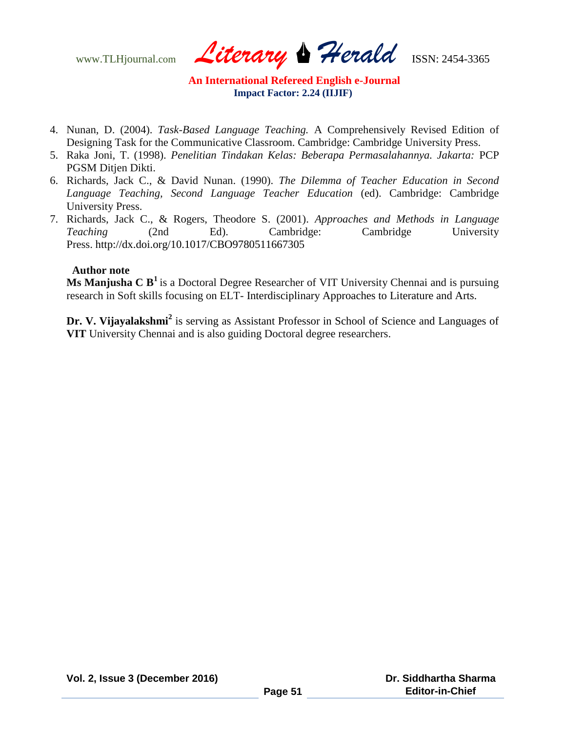4. Nunan, D. (2004). *Task-Based Language Teaching.* A Comprehensively Revised Edition of Designing Task for the Communicative Classroom. Cambridge: Cambridge University Press.
5. Raka Joni, T. (1998). *Penelitian Tindakan Kelas: Beberapa Permasalahannya. Jakarta:* PCP PGSM Ditjen Dikti.
6. Richards, Jack C., & David Nunan. (1990). *The Dilemma of Teacher Education in Second Language Teaching, Second Language Teacher Education* (ed). Cambridge: Cambridge University Press.
7. Richards, Jack C., & Rogers, Theodore S. (2001). *Approaches and Methods in Language Teaching* (2nd Ed). Cambridge: Cambridge University Press. http://dx.doi.org/10.1017/CBO9780511667305

**Author note**

**Ms Manjusha C B**[1] is a Doctoral Degree Researcher of VIT University Chennai and is pursuing research in Soft skills focusing on ELT- Interdisciplinary Approaches to Literature and Arts.

**Dr. V. Vijayalakshmi**[2] is serving as Assistant Professor in School of Science and Languages of **VIT** University Chennai and is also guiding Doctoral degree researchers.